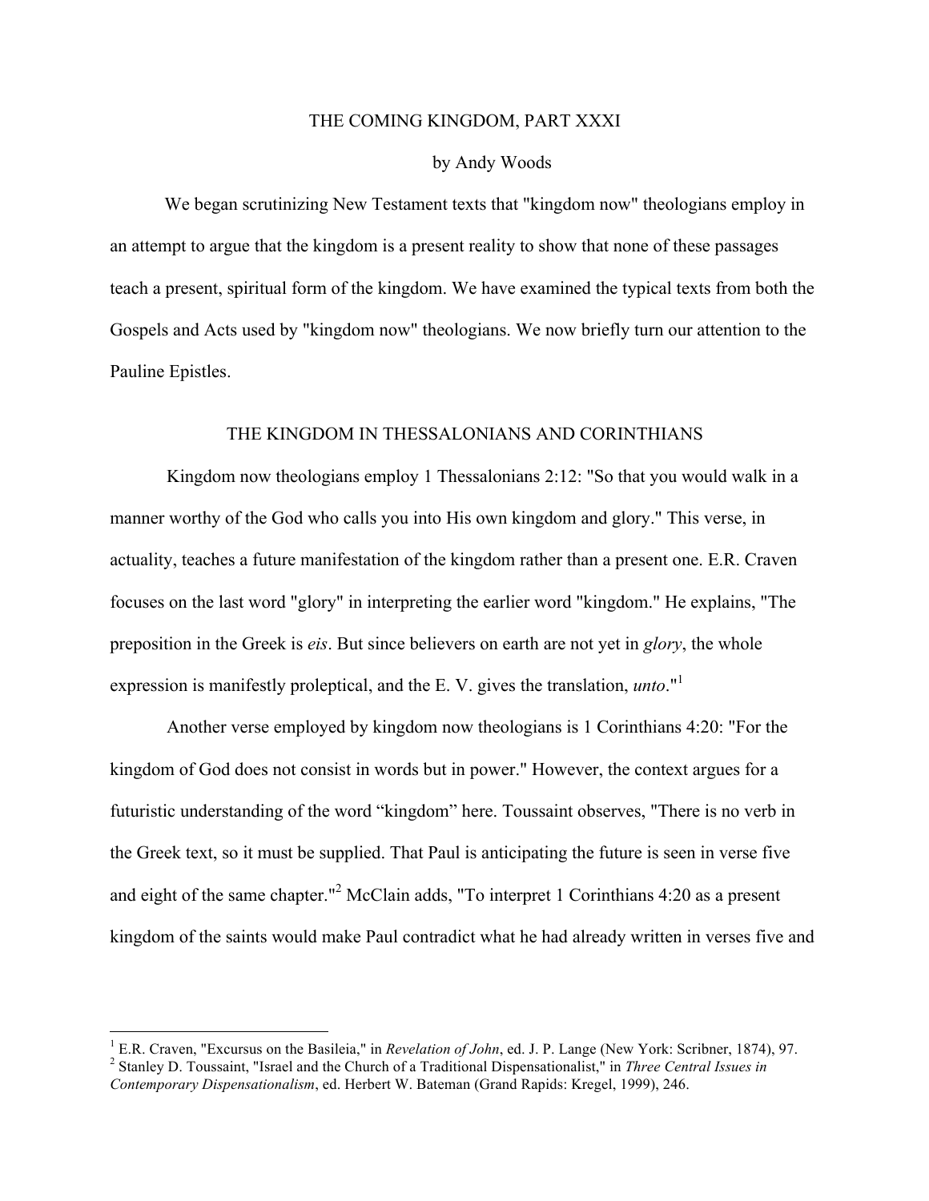# THE COMING KINGDOM, PART XXXI

by Andy Woods

We began scrutinizing New Testament texts that "kingdom now" theologians employ in an attempt to argue that the kingdom is a present reality to show that none of these passages teach a present, spiritual form of the kingdom. We have examined the typical texts from both the Gospels and Acts used by "kingdom now" theologians. We now briefly turn our attention to the Pauline Epistles.

## THE KINGDOM IN THESSALONIANS AND CORINTHIANS

Kingdom now theologians employ 1 Thessalonians 2:12: "So that you would walk in a manner worthy of the God who calls you into His own kingdom and glory." This verse, in actuality, teaches a future manifestation of the kingdom rather than a present one. E.R. Craven focuses on the last word "glory" in interpreting the earlier word "kingdom." He explains, "The preposition in the Greek is *eis*. But since believers on earth are not yet in *glory*, the whole expression is manifestly proleptical, and the E. V. gives the translation, *unto*."[1]

Another verse employed by kingdom now theologians is 1 Corinthians 4:20: "For the kingdom of God does not consist in words but in power." However, the context argues for a futuristic understanding of the word "kingdom" here. Toussaint observes, "There is no verb in the Greek text, so it must be supplied. That Paul is anticipating the future is seen in verse five and eight of the same chapter."[2] McClain adds, "To interpret 1 Corinthians 4:20 as a present kingdom of the saints would make Paul contradict what he had already written in verses five and

---

[1] E.R. Craven, "Excursus on the Basileia," in *Revelation of John*, ed. J. P. Lange (New York: Scribner, 1874), 97.

[2] Stanley D. Toussaint, "Israel and the Church of a Traditional Dispensationalist," in *Three Central Issues in Contemporary Dispensationalism*, ed. Herbert W. Bateman (Grand Rapids: Kregel, 1999), 246.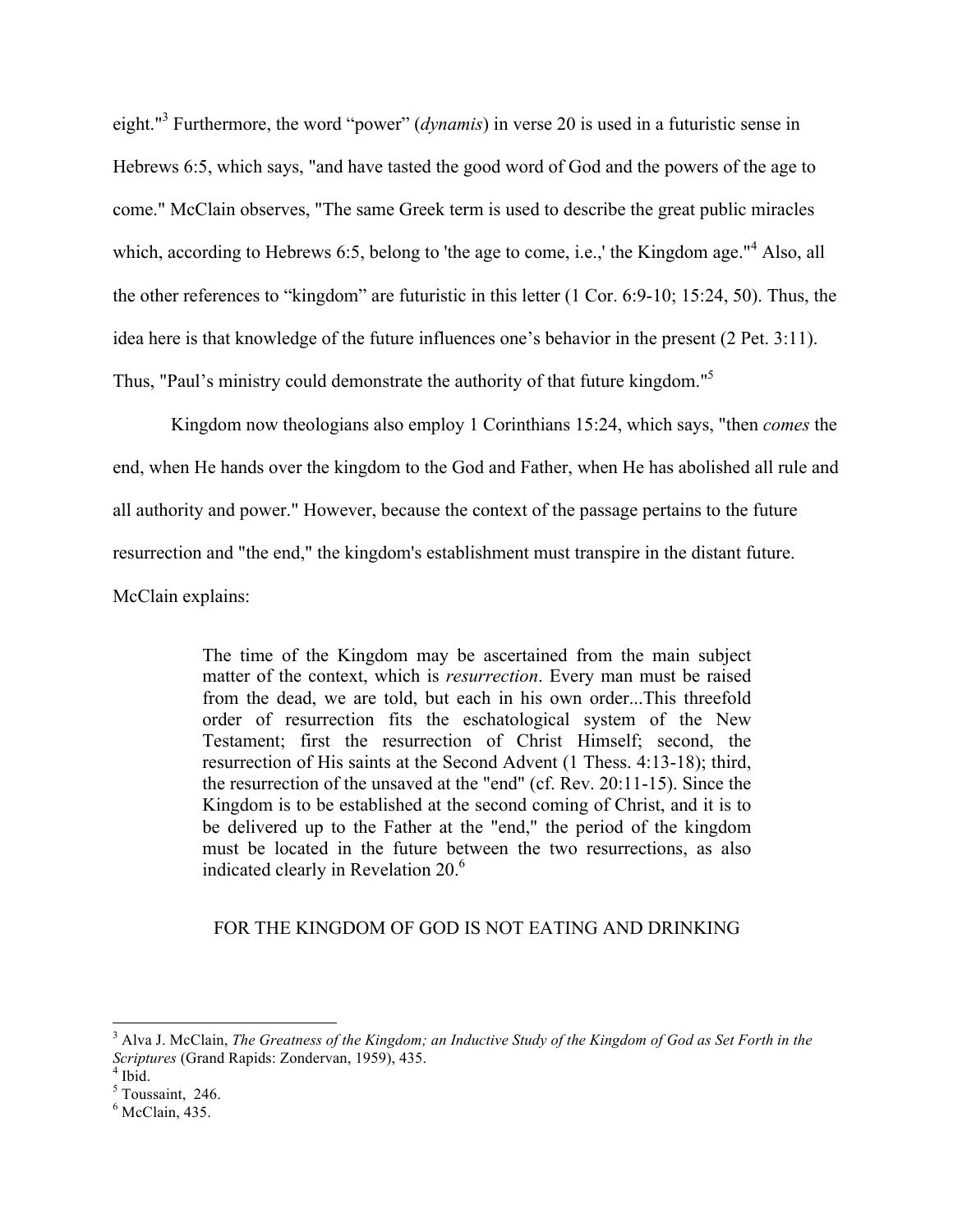eight."[3] Furthermore, the word “power” (*dynamis*) in verse 20 is used in a futuristic sense in Hebrews 6:5, which says, "and have tasted the good word of God and the powers of the age to come." McClain observes, "The same Greek term is used to describe the great public miracles which, according to Hebrews 6:5, belong to 'the age to come, i.e.,' the Kingdom age."[4] Also, all the other references to “kingdom” are futuristic in this letter (1 Cor. 6:9-10; 15:24, 50). Thus, the idea here is that knowledge of the future influences one’s behavior in the present (2 Pet. 3:11). Thus, "Paul’s ministry could demonstrate the authority of that future kingdom."[5]

Kingdom now theologians also employ 1 Corinthians 15:24, which says, "then *comes* the end, when He hands over the kingdom to the God and Father, when He has abolished all rule and all authority and power." However, because the context of the passage pertains to the future resurrection and "the end," the kingdom's establishment must transpire in the distant future. McClain explains:

> The time of the Kingdom may be ascertained from the main subject matter of the context, which is *resurrection*. Every man must be raised from the dead, we are told, but each in his own order...This threefold order of resurrection fits the eschatological system of the New Testament; first the resurrection of Christ Himself; second, the resurrection of His saints at the Second Advent (1 Thess. 4:13-18); third, the resurrection of the unsaved at the "end" (cf. Rev. 20:11-15). Since the Kingdom is to be established at the second coming of Christ, and it is to be delivered up to the Father at the "end," the period of the kingdom must be located in the future between the two resurrections, as also indicated clearly in Revelation 20.[6]

## FOR THE KINGDOM OF GOD IS NOT EATING AND DRINKING

---

[3] Alva J. McClain, *The Greatness of the Kingdom; an Inductive Study of the Kingdom of God as Set Forth in the Scriptures* (Grand Rapids: Zondervan, 1959), 435.

[4] Ibid.

[5] Toussaint, 246.

[6] McClain, 435.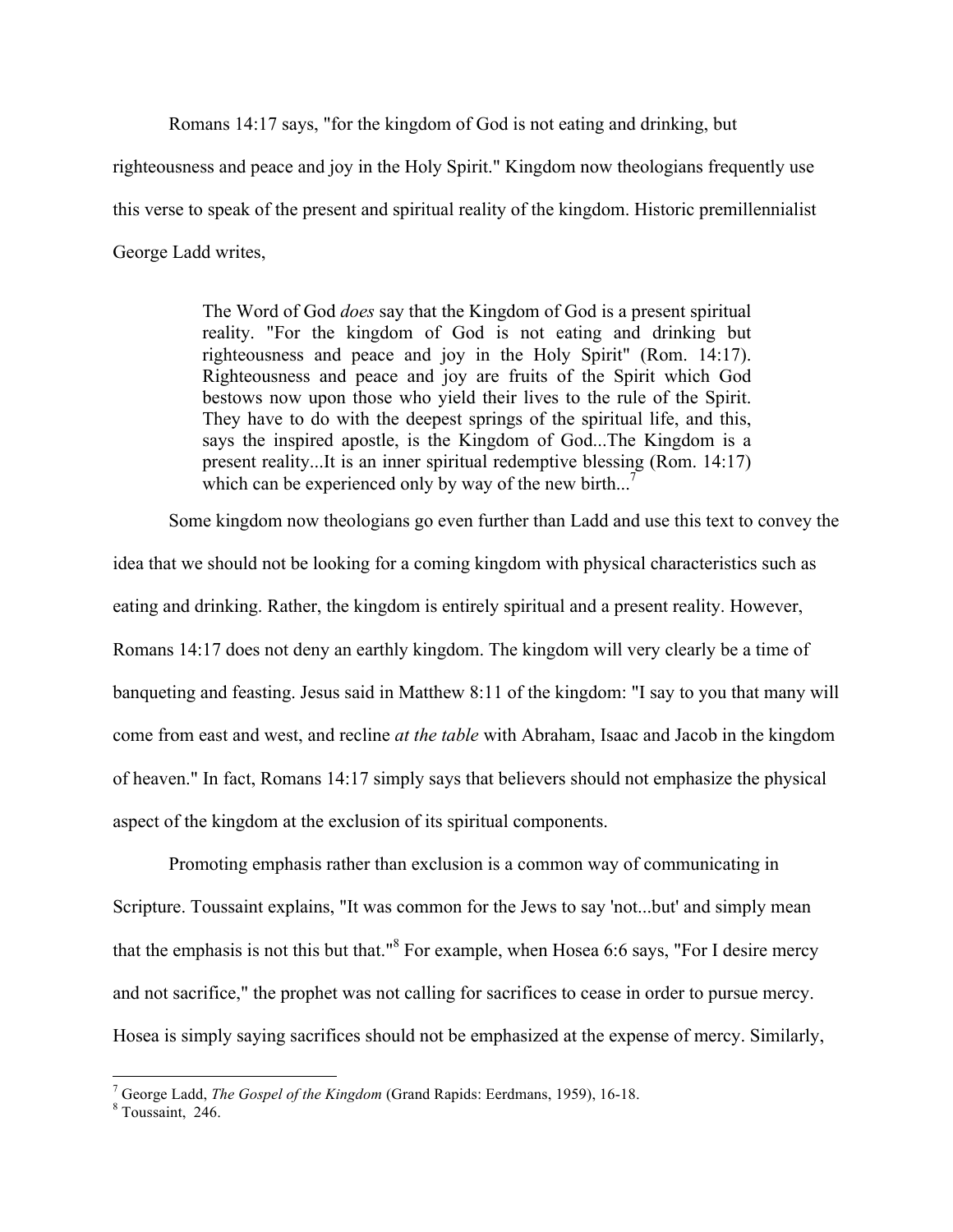Romans 14:17 says, "for the kingdom of God is not eating and drinking, but righteousness and peace and joy in the Holy Spirit." Kingdom now theologians frequently use this verse to speak of the present and spiritual reality of the kingdom. Historic premillennialist George Ladd writes,

> The Word of God *does* say that the Kingdom of God is a present spiritual reality. "For the kingdom of God is not eating and drinking but righteousness and peace and joy in the Holy Spirit" (Rom. 14:17). Righteousness and peace and joy are fruits of the Spirit which God bestows now upon those who yield their lives to the rule of the Spirit. They have to do with the deepest springs of the spiritual life, and this, says the inspired apostle, is the Kingdom of God...The Kingdom is a present reality...It is an inner spiritual redemptive blessing (Rom. 14:17) which can be experienced only by way of the new birth...[7]

Some kingdom now theologians go even further than Ladd and use this text to convey the idea that we should not be looking for a coming kingdom with physical characteristics such as eating and drinking. Rather, the kingdom is entirely spiritual and a present reality. However, Romans 14:17 does not deny an earthly kingdom. The kingdom will very clearly be a time of banqueting and feasting. Jesus said in Matthew 8:11 of the kingdom: "I say to you that many will come from east and west, and recline *at the table* with Abraham, Isaac and Jacob in the kingdom of heaven." In fact, Romans 14:17 simply says that believers should not emphasize the physical aspect of the kingdom at the exclusion of its spiritual components.

Promoting emphasis rather than exclusion is a common way of communicating in Scripture. Toussaint explains, "It was common for the Jews to say 'not...but' and simply mean that the emphasis is not this but that."[8] For example, when Hosea 6:6 says, "For I desire mercy and not sacrifice," the prophet was not calling for sacrifices to cease in order to pursue mercy. Hosea is simply saying sacrifices should not be emphasized at the expense of mercy. Similarly,

---

[7] George Ladd, *The Gospel of the Kingdom* (Grand Rapids: Eerdmans, 1959), 16-18.

[8] Toussaint, 246.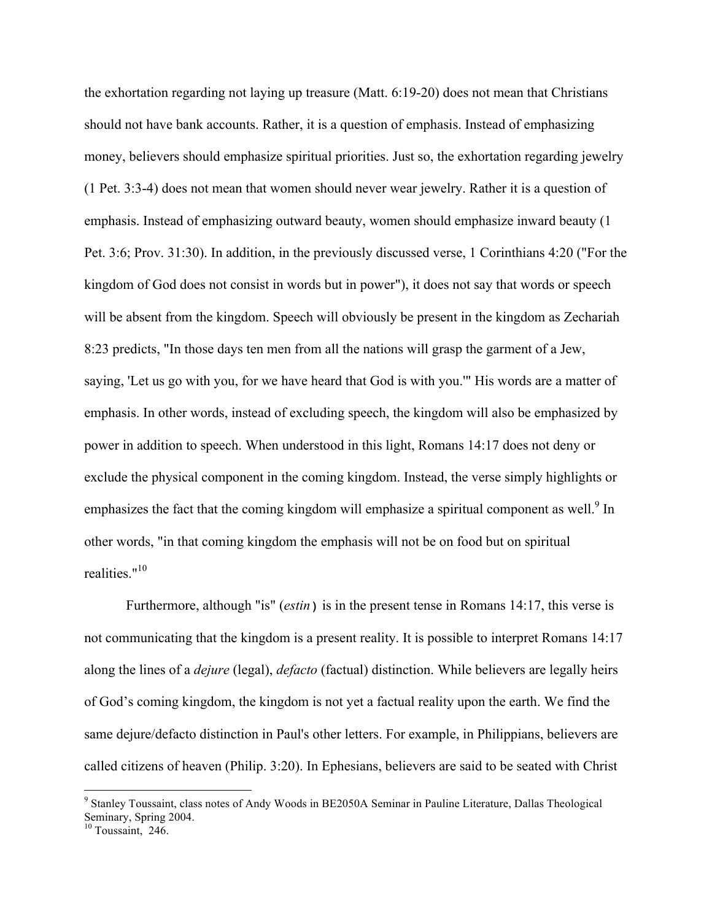the exhortation regarding not laying up treasure (Matt. 6:19-20) does not mean that Christians should not have bank accounts. Rather, it is a question of emphasis. Instead of emphasizing money, believers should emphasize spiritual priorities. Just so, the exhortation regarding jewelry (1 Pet. 3:3-4) does not mean that women should never wear jewelry. Rather it is a question of emphasis. Instead of emphasizing outward beauty, women should emphasize inward beauty (1 Pet. 3:6; Prov. 31:30). In addition, in the previously discussed verse, 1 Corinthians 4:20 ("For the kingdom of God does not consist in words but in power"), it does not say that words or speech will be absent from the kingdom. Speech will obviously be present in the kingdom as Zechariah 8:23 predicts, "In those days ten men from all the nations will grasp the garment of a Jew, saying, 'Let us go with you, for we have heard that God is with you.'" His words are a matter of emphasis. In other words, instead of excluding speech, the kingdom will also be emphasized by power in addition to speech. When understood in this light, Romans 14:17 does not deny or exclude the physical component in the coming kingdom. Instead, the verse simply highlights or emphasizes the fact that the coming kingdom will emphasize a spiritual component as well.[9] In other words, "in that coming kingdom the emphasis will not be on food but on spiritual realities."[10]

Furthermore, although "is" (*estin*) is in the present tense in Romans 14:17, this verse is not communicating that the kingdom is a present reality. It is possible to interpret Romans 14:17 along the lines of a *dejure* (legal), *defacto* (factual) distinction. While believers are legally heirs of God's coming kingdom, the kingdom is not yet a factual reality upon the earth. We find the same dejure/defacto distinction in Paul's other letters. For example, in Philippians, believers are called citizens of heaven (Philip. 3:20). In Ephesians, believers are said to be seated with Christ

---

[9] Stanley Toussaint, class notes of Andy Woods in BE2050A Seminar in Pauline Literature, Dallas Theological Seminary, Spring 2004.

[10] Toussaint, 246.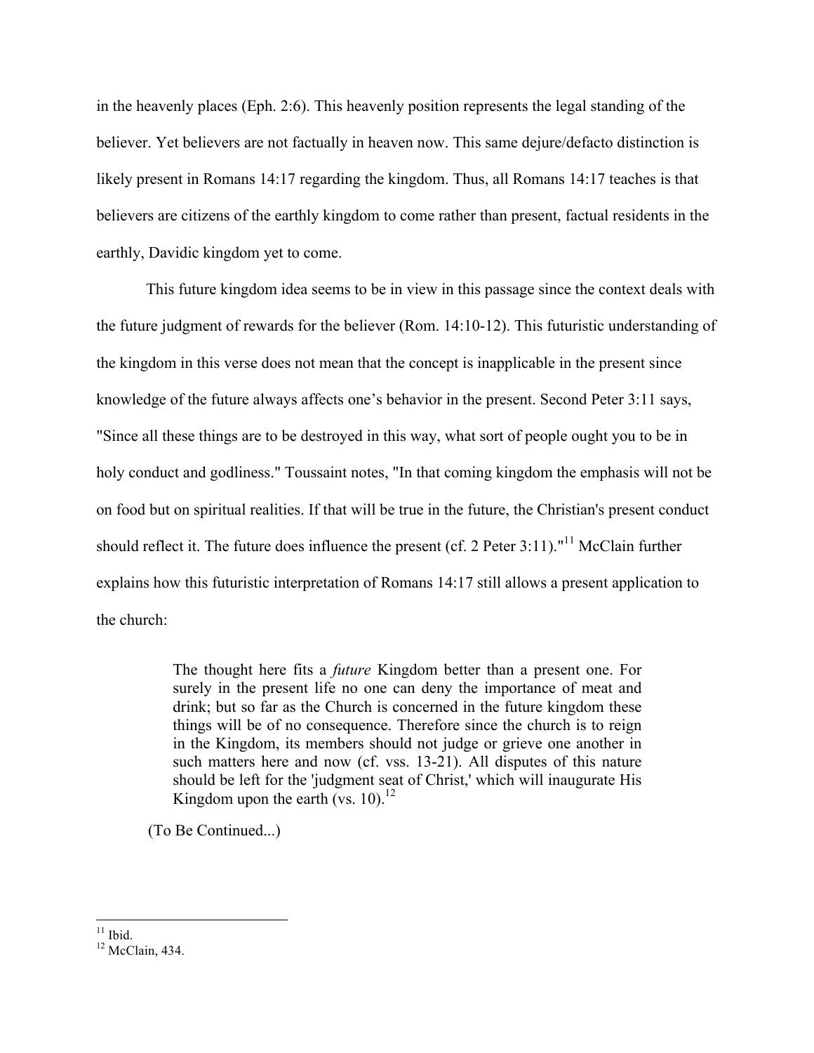in the heavenly places (Eph. 2:6). This heavenly position represents the legal standing of the believer. Yet believers are not factually in heaven now. This same dejure/defacto distinction is likely present in Romans 14:17 regarding the kingdom. Thus, all Romans 14:17 teaches is that believers are citizens of the earthly kingdom to come rather than present, factual residents in the earthly, Davidic kingdom yet to come.

This future kingdom idea seems to be in view in this passage since the context deals with the future judgment of rewards for the believer (Rom. 14:10-12). This futuristic understanding of the kingdom in this verse does not mean that the concept is inapplicable in the present since knowledge of the future always affects one's behavior in the present. Second Peter 3:11 says, "Since all these things are to be destroyed in this way, what sort of people ought you to be in holy conduct and godliness." Toussaint notes, "In that coming kingdom the emphasis will not be on food but on spiritual realities. If that will be true in the future, the Christian's present conduct should reflect it. The future does influence the present (cf. 2 Peter 3:11)."[11] McClain further explains how this futuristic interpretation of Romans 14:17 still allows a present application to the church:

> The thought here fits a *future* Kingdom better than a present one. For surely in the present life no one can deny the importance of meat and drink; but so far as the Church is concerned in the future kingdom these things will be of no consequence. Therefore since the church is to reign in the Kingdom, its members should not judge or grieve one another in such matters here and now (cf. vss. 13-21). All disputes of this nature should be left for the 'judgment seat of Christ,' which will inaugurate His Kingdom upon the earth (vs. 10).[12]

(To Be Continued...)

---

[11] Ibid.

[12] McClain, 434.